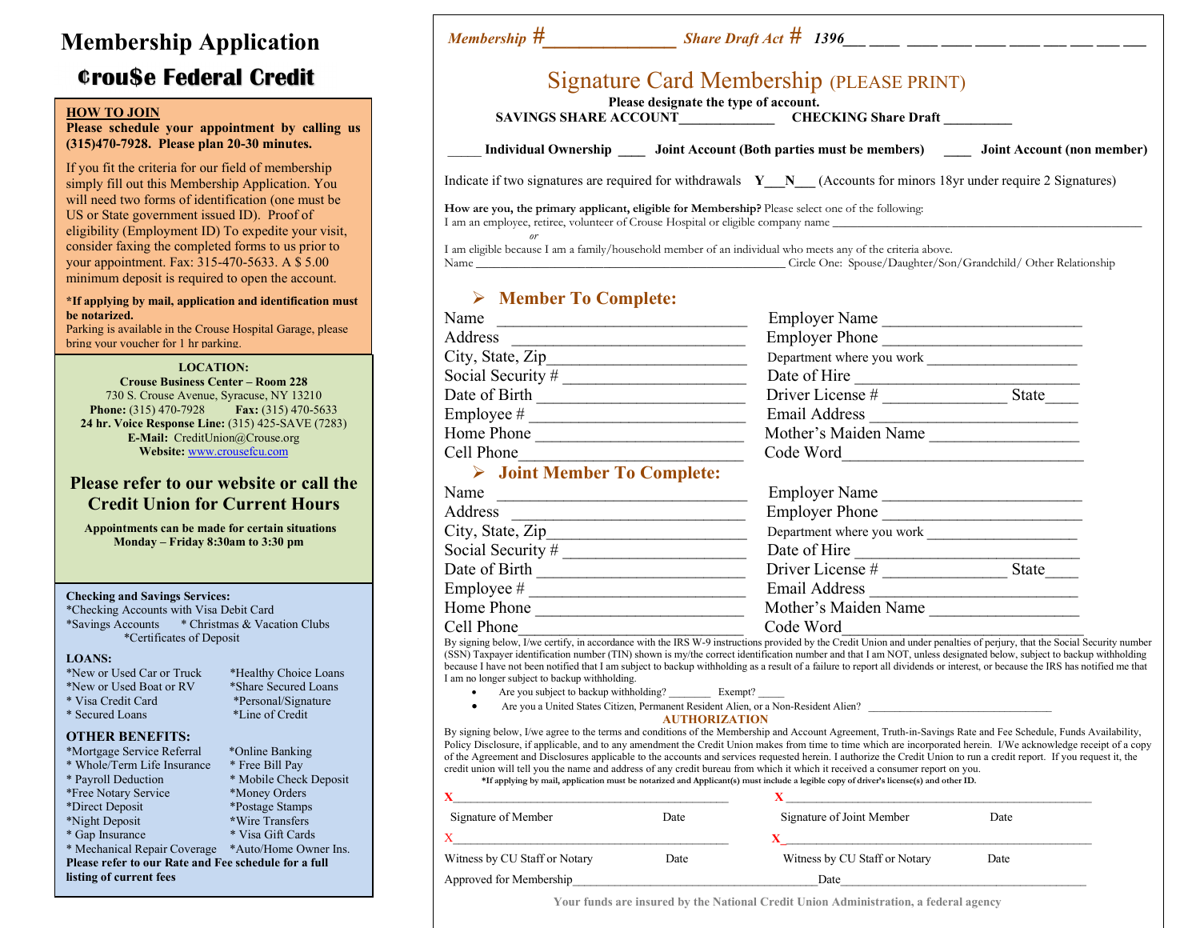# Membership Application

## ¢rou$e Federal Credit

**HOW TO JOIN**

**Please schedule your appointment by calling us (315)470-7928. Please plan 20-30 minutes.**

If you fit the criteria for our field of membership simply fill out this Membership Application. You will need two forms of identification (one must be US or State government issued ID). Proof of eligibility (Employment ID) To expedite your visit, consider faxing the completed forms to us prior to your appointment. Fax: 315-470-5633. A $ 5.00 minimum deposit is required to open the account.

**\*If applying by mail, application and identification must be notarized.**

Parking is available in the Crouse Hospital Garage, please bring your voucher for 1 hr parking.

**LOCATION:**
**Crouse Business Center – Room 228**
730 S. Crouse Avenue, Syracuse, NY 13210
**Phone:** (315) 470-7928 **Fax:** (315) 470-5633
**24 hr. Voice Response Line:** (315) 425-SAVE (7283)
**E-Mail:** CreditUnion@Crouse.org
**Website:** www.crousefcu.com

**Please refer to our website or call the Credit Union for Current Hours**

**Appointments can be made for certain situations Monday – Friday 8:30am to 3:30 pm**

**Checking and Savings Services:**
*Checking Accounts with Visa Debit Card
*Savings Accounts
* Christmas & Vacation Clubs
*Certificates of Deposit

**LOANS:**
*New or Used Car or Truck
*New or Used Boat or RV
* Visa Credit Card
* Secured Loans
*Healthy Choice Loans
*Share Secured Loans
*Personal/Signature
*Line of Credit

**OTHER BENEFITS:**
*Mortgage Service Referral
* Whole/Term Life Insurance
* Payroll Deduction
*Free Notary Service
*Direct Deposit
*Night Deposit
* Gap Insurance
* Mechanical Repair Coverage
*Online Banking
* Free Bill Pay
* Mobile Check Deposit
*Money Orders
*Postage Stamps
*Wire Transfers
* Visa Gift Cards
*Auto/Home Owner Ins.

**Please refer to our Rate and Fee schedule for a full listing of current fees**

---

*Membership #*_______________ *Share Draft Act #* *1396*___ ____ ____ ____ ____ ____ ___ ___ ___ ___

## Signature Card Membership (PLEASE PRINT)

**Please designate the type of account.**

**SAVINGS SHARE ACCOUNT**_____________ **CHECKING Share Draft** _________

_____ **Individual Ownership** ____ **Joint Account (Both parties must be members)** ____ **Joint Account (non member)**

Indicate if two signatures are required for withdrawals **Y**___**N**___ (Accounts for minors 18yr under require 2 Signatures)

**How are you, the primary applicant, eligible for Membership?** Please select one of the following:
I am an employee, retiree, volunteer of Crouse Hospital or eligible company name ____________________________________________

*or*

I am eligible because I am a family/household member of an individual who meets any of the criteria above.
Name ______________________________________________ Circle One: Spouse/Daughter/Son/Grandchild/ Other Relationship

### ➢ Member To Complete:

Name ____________________________
Address ____________________________
City, State, Zip________________________
Social Security # ______________________
Date of Birth _________________________
Employee # ___________________________
Home Phone __________________________
Cell Phone____________________________
Employer Name ________________________
Employer Phone _______________________
Department where you work ________________
Date of Hire ___________________________
Driver License # ______________ State____
Email Address _________________________
Mother's Maiden Name __________________
Code Word____________________________

### ➢ Joint Member To Complete:

Name ____________________________
Address ____________________________
City, State, Zip________________________
Social Security # ______________________
Date of Birth _________________________
Employee # ___________________________
Home Phone __________________________
Cell Phone____________________________
Employer Name ________________________
Employer Phone _______________________
Department where you work ________________
Date of Hire ___________________________
Driver License # ______________ State____
Email Address _________________________
Mother's Maiden Name __________________
Code Word____________________________

By signing below, I/we certify, in accordance with the IRS W-9 instructions provided by the Credit Union and under penalties of perjury, that the Social Security number (SSN) Taxpayer identification number (TIN) shown is my/the correct identification number and that I am NOT, unless designated below, subject to backup withholding because I have not been notified that I am subject to backup withholding as a result of a failure to report all dividends or interest, or because the IRS has notified me that I am no longer subject to backup withholding.

- Are you subject to backup withholding? ________ Exempt? _____
- Are you a United States Citizen, Permanent Resident Alien, or a Non-Resident Alien? ______________________________

**AUTHORIZATION**

By signing below, I/we agree to the terms and conditions of the Membership and Account Agreement, Truth-in-Savings Rate and Fee Schedule, Funds Availability, Policy Disclosure, if applicable, and to any amendment the Credit Union makes from time to time which are incorporated herein. I/We acknowledge receipt of a copy of the Agreement and Disclosures applicable to the accounts and services requested herein. I authorize the Credit Union to run a credit report. If you request it, the credit union will tell you the name and address of any credit bureau from which it which it received a consumer report on you.

**\*If applying by mail, application must be notarized and Applicant(s) must include a legible copy of driver's license(s) and other ID.**

X___________________________________________ X___________________________________________
Signature of Member Date Signature of Joint Member Date

X___________________________________________ X___________________________________________
Witness by CU Staff or Notary Date Witness by CU Staff or Notary Date

Approved for Membership_____________________________________Date_____________________________________

**Your funds are insured by the National Credit Union Administration, a federal agency**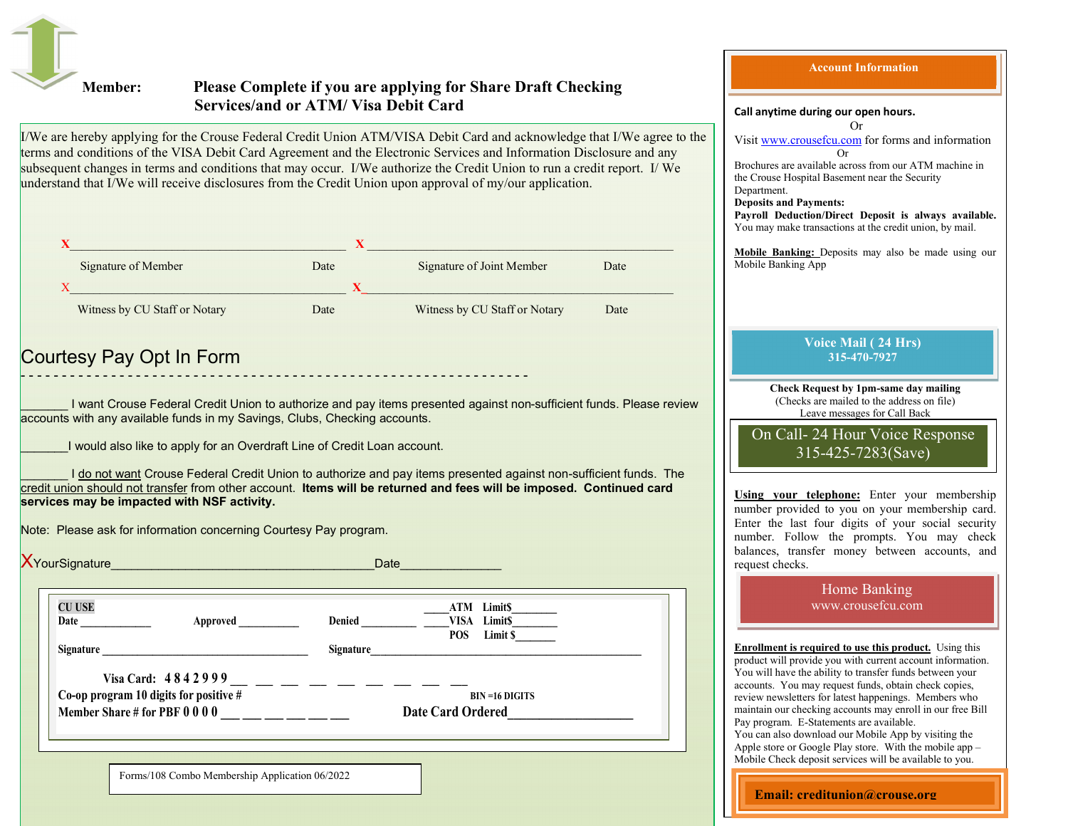**Member:** **Please Complete if you are applying for Share Draft Checking Services/and or ATM/ Visa Debit Card**

I/We are hereby applying for the Crouse Federal Credit Union ATM/VISA Debit Card and acknowledge that I/We agree to the terms and conditions of the VISA Debit Card Agreement and the Electronic Services and Information Disclosure and any subsequent changes in terms and conditions that may occur. I/We authorize the Credit Union to run a credit report. I/ We understand that I/We will receive disclosures from the Credit Union upon approval of my/our application.

X_____________________________________________ X _____________________________________________

Signature of Member Date Signature of Joint Member Date

X_____________________________________________ X_____________________________________________

Witness by CU Staff or Notary Date Witness by CU Staff or Notary Date

## Courtesy Pay Opt In Form

- - - - - - - - - - - - - - - - - - - - - - - - - - - - - - - - - - - - - - - - - - - - - - - - - - - - - - - - - - - - - - -

_______ I want Crouse Federal Credit Union to authorize and pay items presented against non-sufficient funds. Please review accounts with any available funds in my Savings, Clubs, Checking accounts.

_______I would also like to apply for an Overdraft Line of Credit Loan account.

_______ I do not want Crouse Federal Credit Union to authorize and pay items presented against non-sufficient funds. The credit union should not transfer from other account. **Items will be returned and fees will be imposed. Continued card services may be impacted with NSF activity.**

Note: Please ask for information concerning Courtesy Pay program.

XYourSignature_______________________________________Date_______________

**CU USE**

**Date** _____________ **Approved** ___________ **Denied** __________ ____**ATM Limit$**________ ____**VISA Limit$**________ **POS Limit $**_______

**Signature** ____________________________________ **Signature**_________________________________________________

**Visa Card: 4 8 4 2 9 9 __ __ __ __ __ __ __ __ __ __**

**Co-op program 10 digits for positive #** **BIN =16 DIGITS**

**Member Share # for PBF 0 0 0 0 __ __ __ __ __ __** **Date Card Ordered**____________________

Forms/108 Combo Membership Application 06/2022

**Account Information**

**Call anytime during our open hours.**

Or

Visit www.crousefcu.com for forms and information

Or

Brochures are available across from our ATM machine in the Crouse Hospital Basement near the Security Department.

**Deposits and Payments:**

**Payroll Deduction/Direct Deposit is always available.** You may make transactions at the credit union, by mail.

**Mobile Banking:** Deposits may also be made using our Mobile Banking App

**Voice Mail ( 24 Hrs)**
**315-470-7927**

**Check Request by 1pm-same day mailing**
(Checks are mailed to the address on file)
Leave messages for Call Back

On Call- 24 Hour Voice Response
315-425-7283(Save)

**Using your telephone:** Enter your membership number provided to you on your membership card. Enter the last four digits of your social security number. Follow the prompts. You may check balances, transfer money between accounts, and request checks.

Home Banking
www.crousefcu.com

**Enrollment is required to use this product.** Using this product will provide you with current account information. You will have the ability to transfer funds between your accounts. You may request funds, obtain check copies, review newsletters for latest happenings. Members who maintain our checking accounts may enroll in our free Bill Pay program. E-Statements are available.
You can also download our Mobile App by visiting the Apple store or Google Play store. With the mobile app – Mobile Check deposit services will be available to you.

**Email: creditunion@crouse.org**